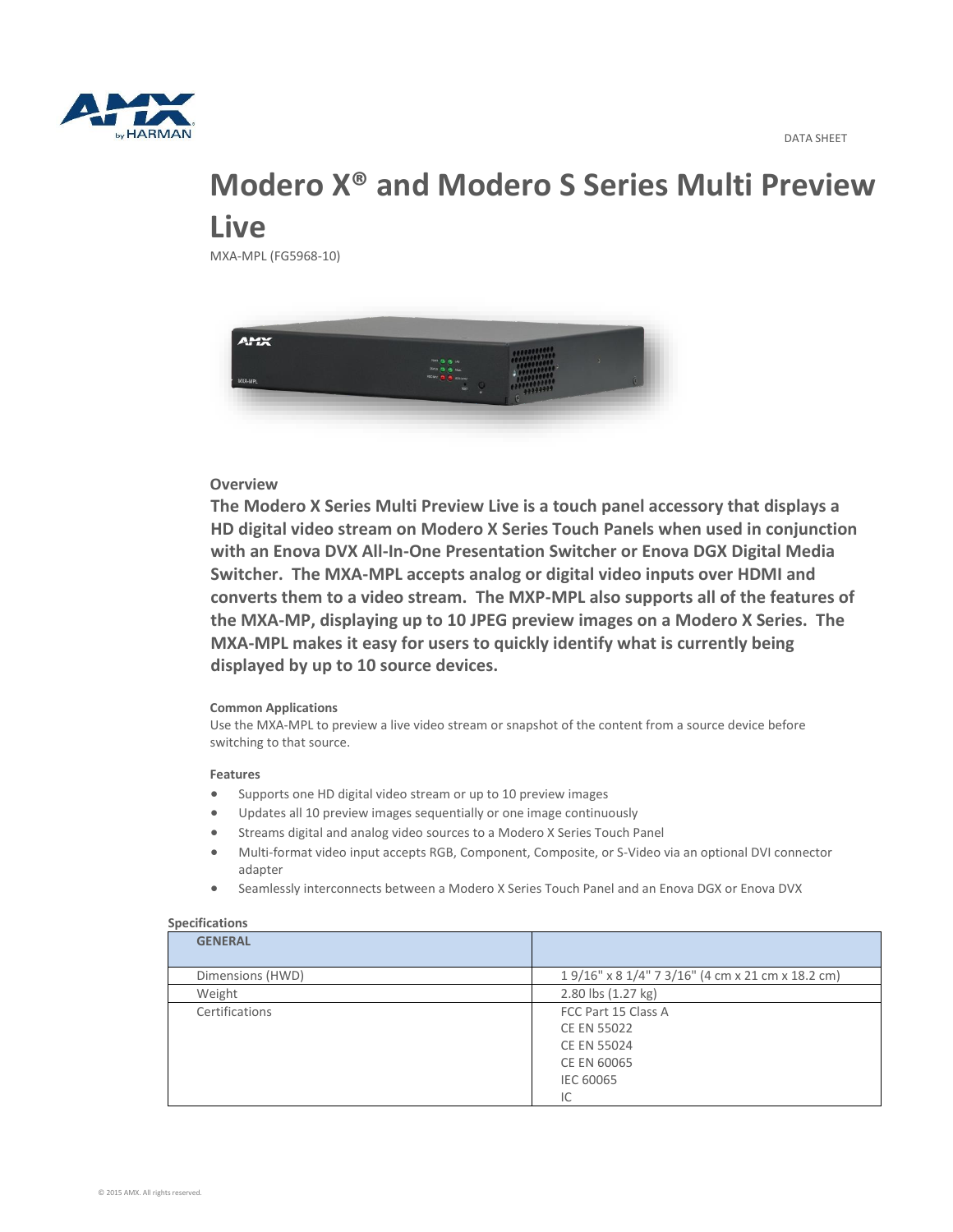DATA SHEET

# Modero X® and Modero S Series Multi Preview Live

MXA-MPL (FG5968-10)

## Overview

**The Modero X Series Multi Preview Live is a touch panel accessory that displays a HD digital video stream on Modero X Series Touch Panels when used in conjunction with an Enova DVX All-In-One Presentation Switcher or Enova DGX Digital Media Switcher. The MXA-MPL accepts analog or digital video inputs over HDMI and converts them to a video stream. The MXP-MPL also supports all of the features of the MXA-MP, displaying up to 10 JPEG preview images on a Modero X Series. The MXA-MPL makes it easy for users to quickly identify what is currently being displayed by up to 10 source devices.**

### Common Applications

Use the MXA-MPL to preview a live video stream or snapshot of the content from a source device before switching to that source.

### Features

- Supports one HD digital video stream or up to 10 preview images
- Updates all 10 preview images sequentially or one image continuously
- Streams digital and analog video sources to a Modero X Series Touch Panel
- Multi-format video input accepts RGB, Component, Composite, or S-Video via an optional DVI connector adapter
- Seamlessly interconnects between a Modero X Series Touch Panel and an Enova DGX or Enova DVX

### Specifications

| GENERAL | |
|---|---|
| Dimensions (HWD) | 1 9/16" x 8 1/4" 7 3/16" (4 cm x 21 cm x 18.2 cm) |
| Weight | 2.80 lbs (1.27 kg) |
| Certifications | FCC Part 15 Class A<br>CE EN 55022<br>CE EN 55024<br>CE EN 60065<br>IEC 60065<br>IC |

© 2015 AMX. All rights reserved.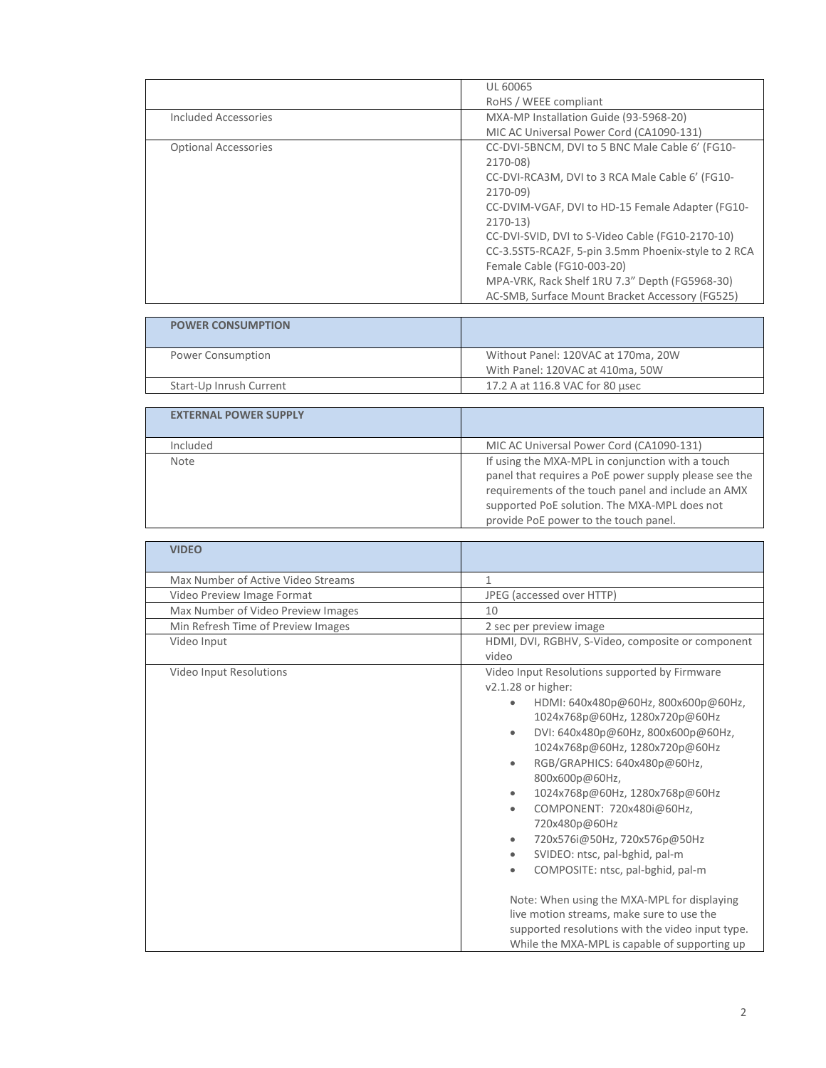| | |
|---|---|
| | UL 60065<br>RoHS / WEEE compliant |
| Included Accessories | MXA-MP Installation Guide (93-5968-20)<br>MIC AC Universal Power Cord (CA1090-131) |
| Optional Accessories | CC-DVI-5BNCM, DVI to 5 BNC Male Cable 6' (FG10-2170-08)<br>CC-DVI-RCA3M, DVI to 3 RCA Male Cable 6' (FG10-2170-09)<br>CC-DVIM-VGAF, DVI to HD-15 Female Adapter (FG10-2170-13)<br>CC-DVI-SVID, DVI to S-Video Cable (FG10-2170-10)<br>CC-3.5ST5-RCA2F, 5-pin 3.5mm Phoenix-style to 2 RCA Female Cable (FG10-003-20)<br>MPA-VRK, Rack Shelf 1RU 7.3" Depth (FG5968-30)<br>AC-SMB, Surface Mount Bracket Accessory (FG525) |

| **POWER CONSUMPTION** | |
|---|---|
| Power Consumption | Without Panel: 120VAC at 170ma, 20W<br>With Panel: 120VAC at 410ma, 50W |
| Start-Up Inrush Current | 17.2 A at 116.8 VAC for 80 μsec |

| **EXTERNAL POWER SUPPLY** | |
|---|---|
| Included | MIC AC Universal Power Cord (CA1090-131) |
| Note | If using the MXA-MPL in conjunction with a touch panel that requires a PoE power supply please see the requirements of the touch panel and include an AMX supported PoE solution. The MXA-MPL does not provide PoE power to the touch panel. |

| **VIDEO** | |
|---|---|
| Max Number of Active Video Streams | 1 |
| Video Preview Image Format | JPEG (accessed over HTTP) |
| Max Number of Video Preview Images | 10 |
| Min Refresh Time of Preview Images | 2 sec per preview image |
| Video Input | HDMI, DVI, RGBHV, S-Video, composite or component video |
| Video Input Resolutions | Video Input Resolutions supported by Firmware v2.1.28 or higher:<br>• HDMI: 640x480p@60Hz, 800x600p@60Hz, 1024x768p@60Hz, 1280x720p@60Hz<br>• DVI: 640x480p@60Hz, 800x600p@60Hz, 1024x768p@60Hz, 1280x720p@60Hz<br>• RGB/GRAPHICS: 640x480p@60Hz, 800x600p@60Hz,<br>• 1024x768p@60Hz, 1280x768p@60Hz<br>• COMPONENT: 720x480i@60Hz, 720x480p@60Hz<br>• 720x576i@50Hz, 720x576p@50Hz<br>• SVIDEO: ntsc, pal-bghid, pal-m<br>• COMPOSITE: ntsc, pal-bghid, pal-m<br><br>Note: When using the MXA-MPL for displaying live motion streams, make sure to use the supported resolutions with the video input type. While the MXA-MPL is capable of supporting up |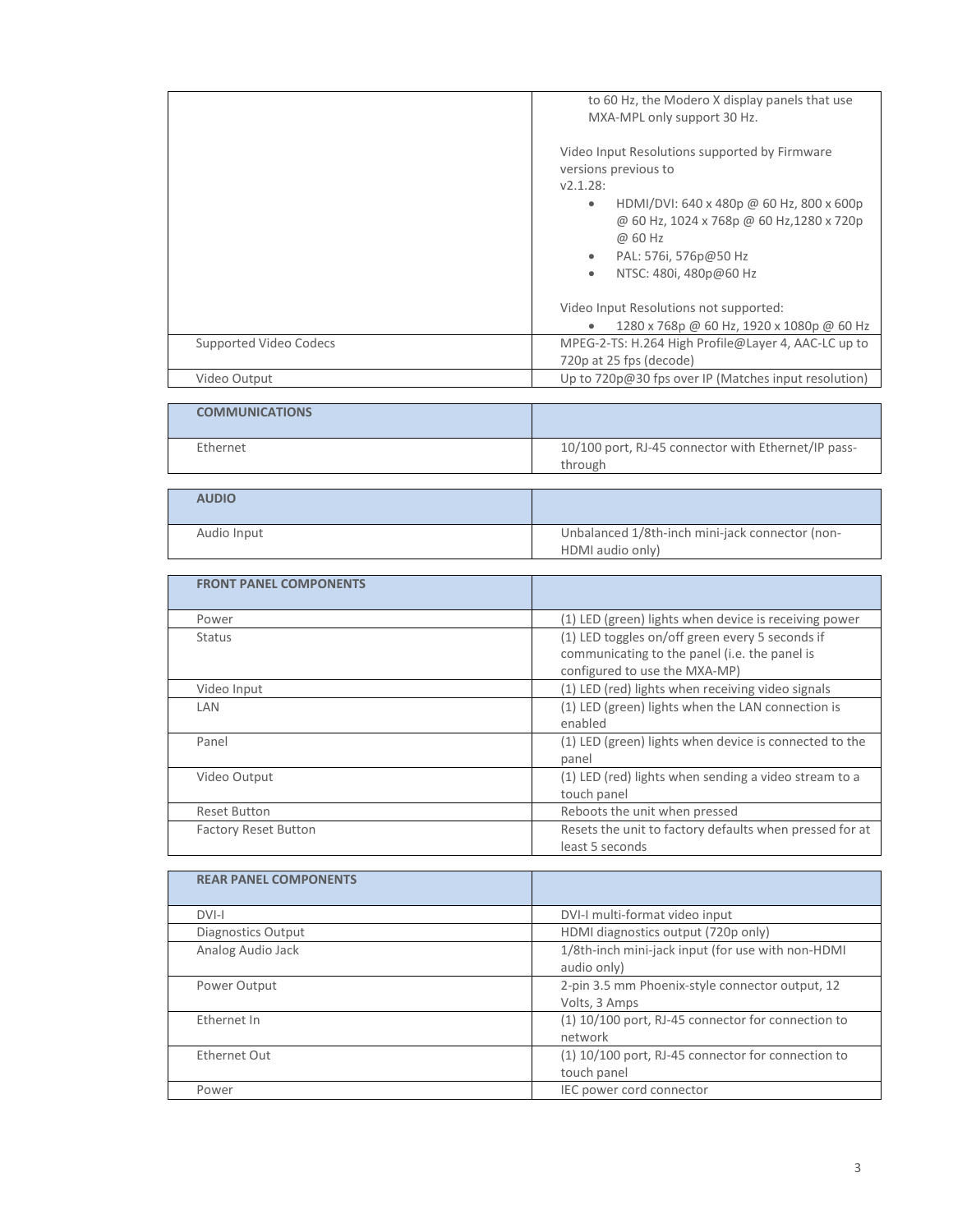| | |
|---|---|
| | to 60 Hz, the Modero X display panels that use MXA-MPL only support 30 Hz.<br><br>Video Input Resolutions supported by Firmware versions previous to v2.1.28:<br>• HDMI/DVI: 640 x 480p @ 60 Hz, 800 x 600p @ 60 Hz, 1024 x 768p @ 60 Hz,1280 x 720p @ 60 Hz<br>• PAL: 576i, 576p@50 Hz<br>• NTSC: 480i, 480p@60 Hz<br><br>Video Input Resolutions not supported:<br>• 1280 x 768p @ 60 Hz, 1920 x 1080p @ 60 Hz |
| Supported Video Codecs | MPEG-2-TS: H.264 High Profile@Layer 4, AAC-LC up to 720p at 25 fps (decode) |
| Video Output | Up to 720p@30 fps over IP (Matches input resolution) |

| **COMMUNICATIONS** | |
|---|---|
| Ethernet | 10/100 port, RJ-45 connector with Ethernet/IP pass-through |

| **AUDIO** | |
|---|---|
| Audio Input | Unbalanced 1/8th-inch mini-jack connector (non-HDMI audio only) |

| **FRONT PANEL COMPONENTS** | |
|---|---|
| Power | (1) LED (green) lights when device is receiving power |
| Status | (1) LED toggles on/off green every 5 seconds if communicating to the panel (i.e. the panel is configured to use the MXA-MP) |
| Video Input | (1) LED (red) lights when receiving video signals |
| LAN | (1) LED (green) lights when the LAN connection is enabled |
| Panel | (1) LED (green) lights when device is connected to the panel |
| Video Output | (1) LED (red) lights when sending a video stream to a touch panel |
| Reset Button | Reboots the unit when pressed |
| Factory Reset Button | Resets the unit to factory defaults when pressed for at least 5 seconds |

| **REAR PANEL COMPONENTS** | |
|---|---|
| DVI-I | DVI-I multi-format video input |
| Diagnostics Output | HDMI diagnostics output (720p only) |
| Analog Audio Jack | 1/8th-inch mini-jack input (for use with non-HDMI audio only) |
| Power Output | 2-pin 3.5 mm Phoenix-style connector output, 12 Volts, 3 Amps |
| Ethernet In | (1) 10/100 port, RJ-45 connector for connection to network |
| Ethernet Out | (1) 10/100 port, RJ-45 connector for connection to touch panel |
| Power | IEC power cord connector |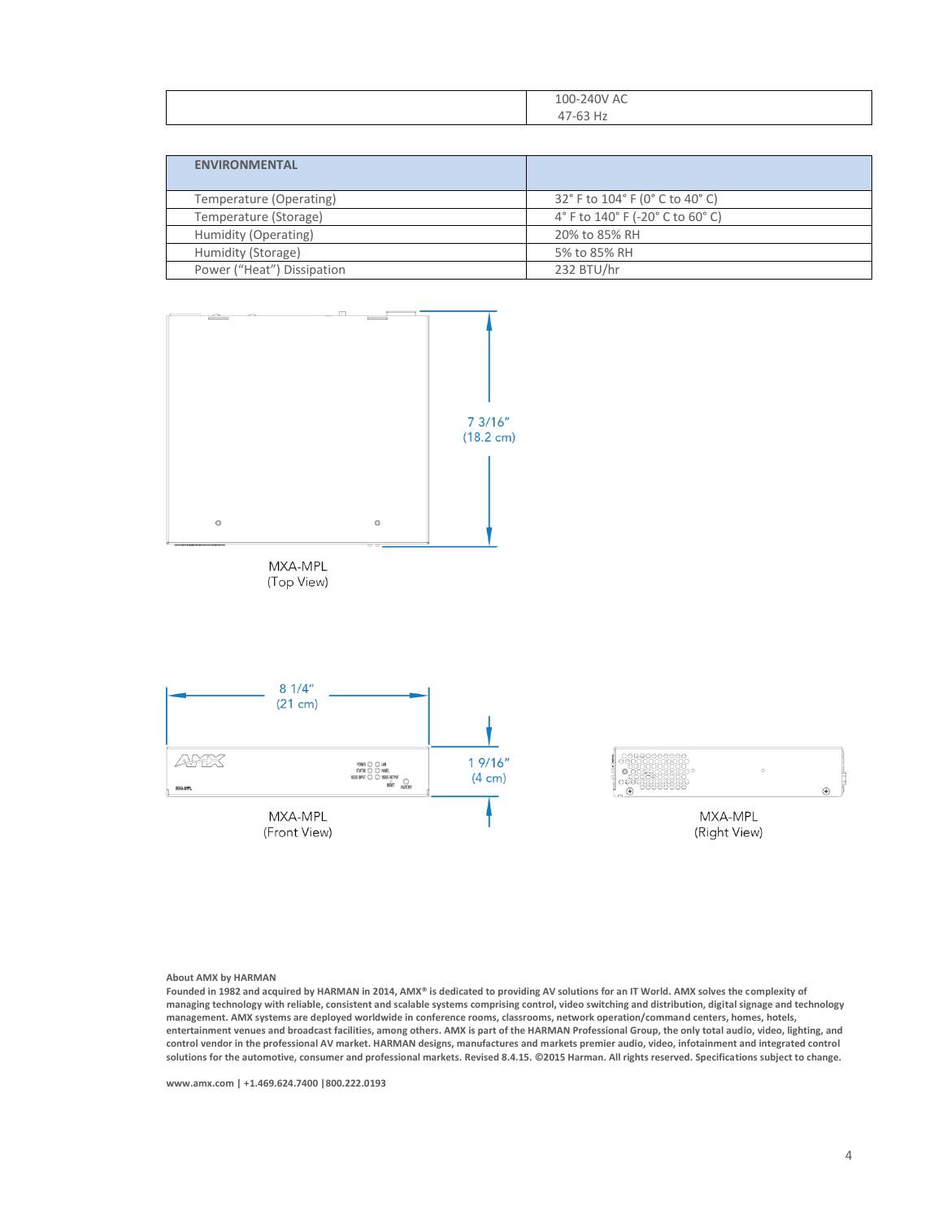| | |
|---|---|
| | 100-240V AC<br>47-63 Hz |

| ENVIRONMENTAL | |
|---|---|
| Temperature (Operating) | 32° F to 104° F (0° C to 40° C) |
| Temperature (Storage) | 4° F to 140° F (-20° C to 60° C) |
| Humidity (Operating) | 20% to 85% RH |
| Humidity (Storage) | 5% to 85% RH |
| Power ("Heat") Dissipation | 232 BTU/hr |

7 3/16"
(18.2 cm)

MXA-MPL
(Top View)

8 1/4"
(21 cm)

1 9/16"
(4 cm)

MXA-MPL
(Front View)

MXA-MPL
(Right View)

**About AMX by HARMAN**
**Founded in 1982 and acquired by HARMAN in 2014, AMX® is dedicated to providing AV solutions for an IT World. AMX solves the complexity of managing technology with reliable, consistent and scalable systems comprising control, video switching and distribution, digital signage and technology management. AMX systems are deployed worldwide in conference rooms, classrooms, network operation/command centers, homes, hotels, entertainment venues and broadcast facilities, among others. AMX is part of the HARMAN Professional Group, the only total audio, video, lighting, and control vendor in the professional AV market. HARMAN designs, manufactures and markets premier audio, video, infotainment and integrated control solutions for the automotive, consumer and professional markets. Revised 8.4.15. ©2015 Harman. All rights reserved. Specifications subject to change.**

**www.amx.com | +1.469.624.7400 |800.222.0193**